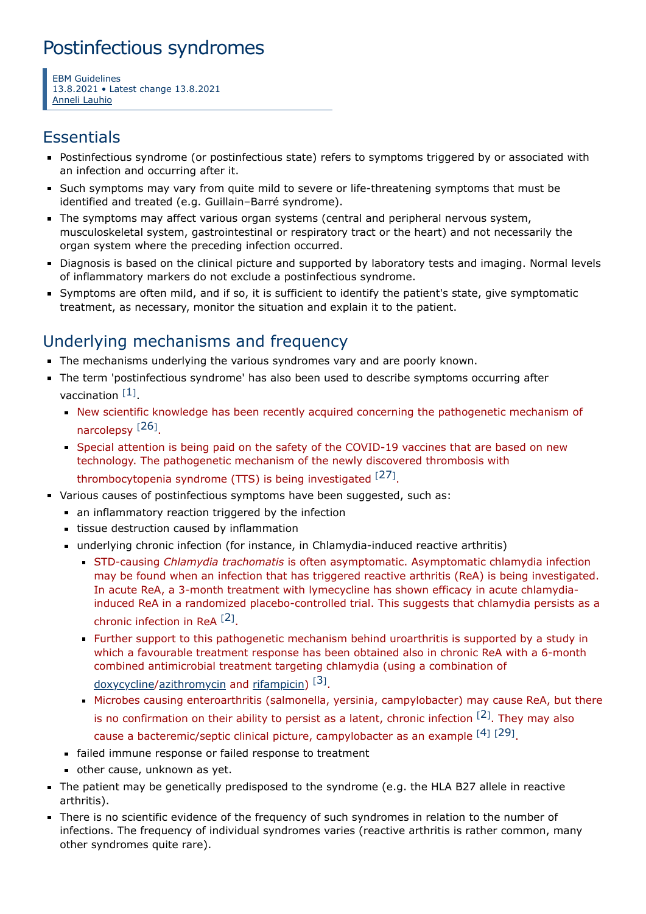# Postinfectious syndromes

EBM Guidelines
13.8.2021 • Latest change 13.8.2021
Anneli Lauhio

## Essentials

- Postinfectious syndrome (or postinfectious state) refers to symptoms triggered by or associated with an infection and occurring after it.
- Such symptoms may vary from quite mild to severe or life-threatening symptoms that must be identified and treated (e.g. Guillain–Barré syndrome).
- The symptoms may affect various organ systems (central and peripheral nervous system, musculoskeletal system, gastrointestinal or respiratory tract or the heart) and not necessarily the organ system where the preceding infection occurred.
- Diagnosis is based on the clinical picture and supported by laboratory tests and imaging. Normal levels of inflammatory markers do not exclude a postinfectious syndrome.
- Symptoms are often mild, and if so, it is sufficient to identify the patient's state, give symptomatic treatment, as necessary, monitor the situation and explain it to the patient.

## Underlying mechanisms and frequency

- The mechanisms underlying the various syndromes vary and are poorly known.
- The term 'postinfectious syndrome' has also been used to describe symptoms occurring after vaccination [1].
  - New scientific knowledge has been recently acquired concerning the pathogenetic mechanism of narcolepsy [26].
  - Special attention is being paid on the safety of the COVID-19 vaccines that are based on new technology. The pathogenetic mechanism of the newly discovered thrombosis with thrombocytopenia syndrome (TTS) is being investigated [27].
- Various causes of postinfectious symptoms have been suggested, such as:
  - an inflammatory reaction triggered by the infection
  - tissue destruction caused by inflammation
  - underlying chronic infection (for instance, in Chlamydia-induced reactive arthritis)
    - STD-causing *Chlamydia trachomatis* is often asymptomatic. Asymptomatic chlamydia infection may be found when an infection that has triggered reactive arthritis (ReA) is being investigated. In acute ReA, a 3-month treatment with lymecycline has shown efficacy in acute chlamydia-induced ReA in a randomized placebo-controlled trial. This suggests that chlamydia persists as a chronic infection in ReA [2].
    - Further support to this pathogenetic mechanism behind uroarthritis is supported by a study in which a favourable treatment response has been obtained also in chronic ReA with a 6-month combined antimicrobial treatment targeting chlamydia (using a combination of doxycycline/azithromycin and rifampicin) [3].
    - Microbes causing enteroarthritis (salmonella, yersinia, campylobacter) may cause ReA, but there is no confirmation on their ability to persist as a latent, chronic infection [2]. They may also cause a bacteremic/septic clinical picture, campylobacter as an example [4] [29].
  - failed immune response or failed response to treatment
  - other cause, unknown as yet.
- The patient may be genetically predisposed to the syndrome (e.g. the HLA B27 allele in reactive arthritis).
- There is no scientific evidence of the frequency of such syndromes in relation to the number of infections. The frequency of individual syndromes varies (reactive arthritis is rather common, many other syndromes quite rare).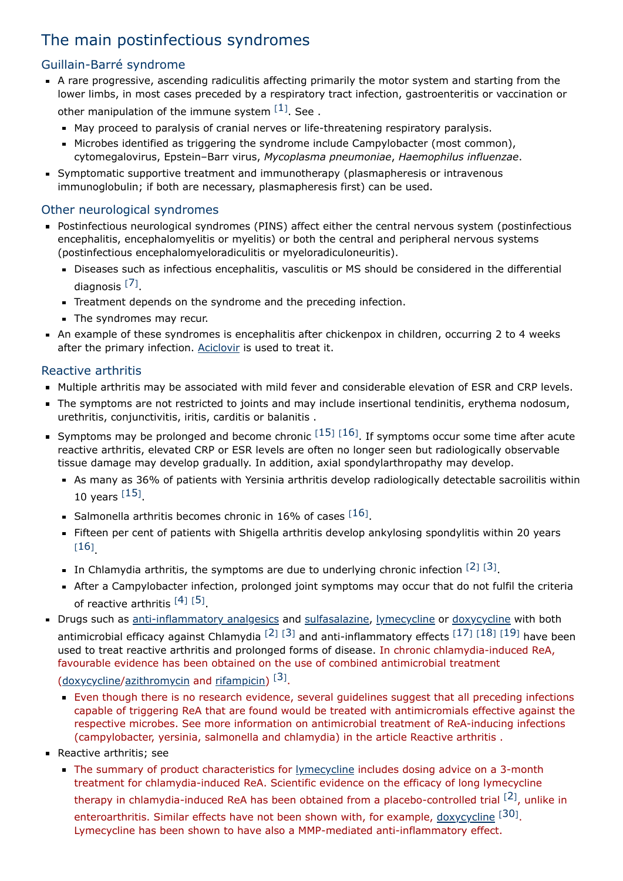## The main postinfectious syndromes

### Guillain-Barré syndrome

- A rare progressive, ascending radiculitis affecting primarily the motor system and starting from the lower limbs, in most cases preceded by a respiratory tract infection, gastroenteritis or vaccination or other manipulation of the immune system [1]. See .
  - May proceed to paralysis of cranial nerves or life-threatening respiratory paralysis.
  - Microbes identified as triggering the syndrome include Campylobacter (most common), cytomegalovirus, Epstein–Barr virus, *Mycoplasma pneumoniae*, *Haemophilus influenzae*.
- Symptomatic supportive treatment and immunotherapy (plasmapheresis or intravenous immunoglobulin; if both are necessary, plasmapheresis first) can be used.

### Other neurological syndromes

- Postinfectious neurological syndromes (PINS) affect either the central nervous system (postinfectious encephalitis, encephalomyelitis or myelitis) or both the central and peripheral nervous systems (postinfectious encephalomyeloradiculitis or myeloradiculoneuritis).
  - Diseases such as infectious encephalitis, vasculitis or MS should be considered in the differential diagnosis [7].
  - Treatment depends on the syndrome and the preceding infection.
  - The syndromes may recur.
- An example of these syndromes is encephalitis after chickenpox in children, occurring 2 to 4 weeks after the primary infection. Aciclovir is used to treat it.

### Reactive arthritis

- Multiple arthritis may be associated with mild fever and considerable elevation of ESR and CRP levels.
- The symptoms are not restricted to joints and may include insertional tendinitis, erythema nodosum, urethritis, conjunctivitis, iritis, carditis or balanitis .
- Symptoms may be prolonged and become chronic [15] [16]. If symptoms occur some time after acute reactive arthritis, elevated CRP or ESR levels are often no longer seen but radiologically observable tissue damage may develop gradually. In addition, axial spondylarthropathy may develop.
  - As many as 36% of patients with Yersinia arthritis develop radiologically detectable sacroilitis within 10 years [15].
  - Salmonella arthritis becomes chronic in 16% of cases [16].
  - Fifteen per cent of patients with Shigella arthritis develop ankylosing spondylitis within 20 years [16].
  - In Chlamydia arthritis, the symptoms are due to underlying chronic infection [2] [3].
  - After a Campylobacter infection, prolonged joint symptoms may occur that do not fulfil the criteria of reactive arthritis [4] [5].
- Drugs such as anti-inflammatory analgesics and sulfasalazine, lymecycline or doxycycline with both antimicrobial efficacy against Chlamydia [2] [3] and anti-inflammatory effects [17] [18] [19] have been used to treat reactive arthritis and prolonged forms of disease. In chronic chlamydia-induced ReA, favourable evidence has been obtained on the use of combined antimicrobial treatment (doxycycline/azithromycin and rifampicin) [3].
  - Even though there is no research evidence, several guidelines suggest that all preceding infections capable of triggering ReA that are found would be treated with antimicromials effective against the respective microbes. See more information on antimicrobial treatment of ReA-inducing infections (campylobacter, yersinia, salmonella and chlamydia) in the article Reactive arthritis .
- Reactive arthritis; see
  - The summary of product characteristics for lymecycline includes dosing advice on a 3-month treatment for chlamydia-induced ReA. Scientific evidence on the efficacy of long lymecycline therapy in chlamydia-induced ReA has been obtained from a placebo-controlled trial [2], unlike in enteroarthritis. Similar effects have not been shown with, for example, doxycycline [30]. Lymecycline has been shown to have also a MMP-mediated anti-inflammatory effect.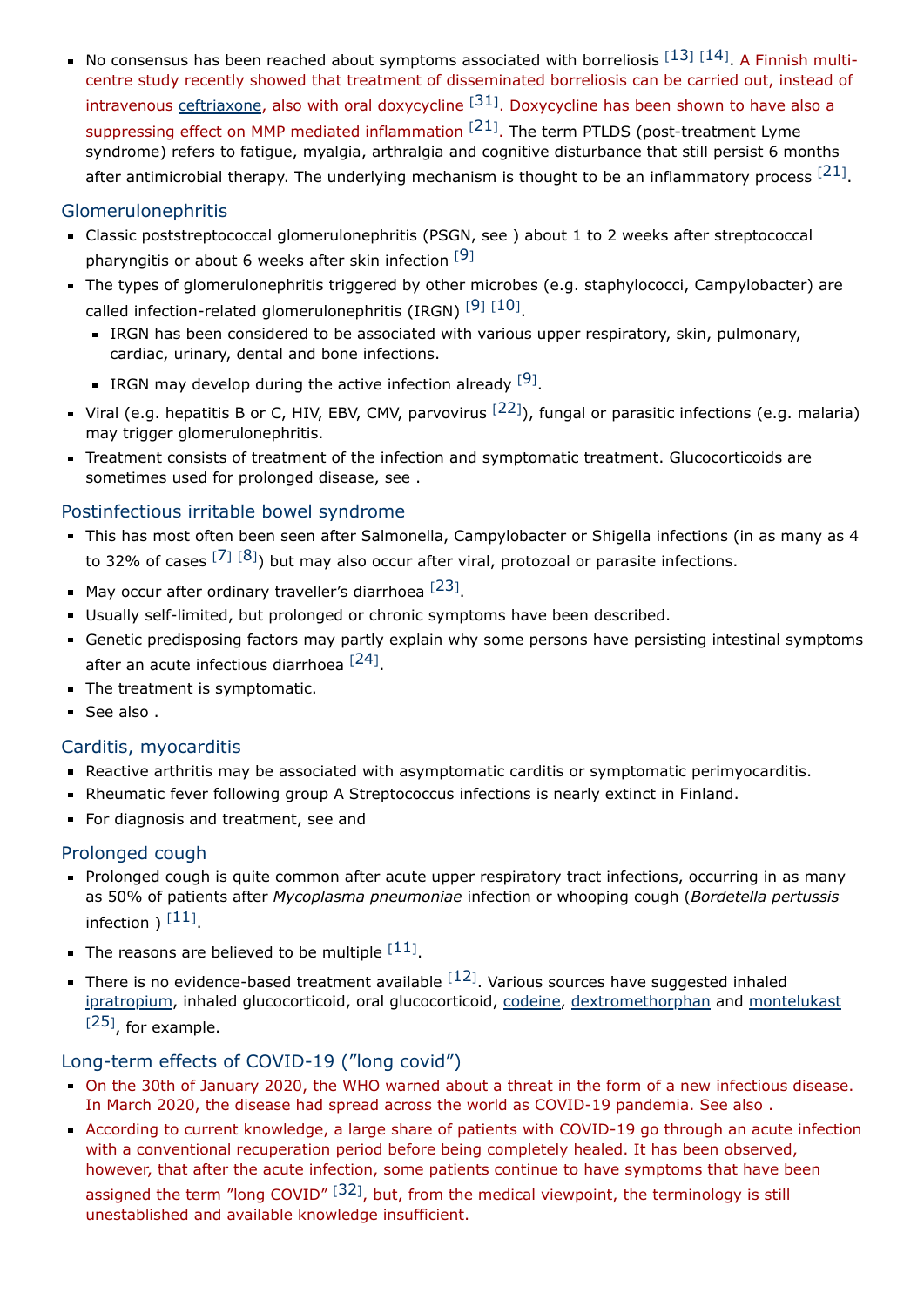- No consensus has been reached about symptoms associated with borreliosis [13] [14]. A Finnish multi-centre study recently showed that treatment of disseminated borreliosis can be carried out, instead of intravenous ceftriaxone, also with oral doxycycline [31]. Doxycycline has been shown to have also a suppressing effect on MMP mediated inflammation [21]. The term PTLDS (post-treatment Lyme syndrome) refers to fatigue, myalgia, arthralgia and cognitive disturbance that still persist 6 months after antimicrobial therapy. The underlying mechanism is thought to be an inflammatory process [21].

## Glomerulonephritis

- Classic poststreptococcal glomerulonephritis (PSGN, see ) about 1 to 2 weeks after streptococcal pharyngitis or about 6 weeks after skin infection [9]
- The types of glomerulonephritis triggered by other microbes (e.g. staphylococci, Campylobacter) are called infection-related glomerulonephritis (IRGN) [9] [10].
  - IRGN has been considered to be associated with various upper respiratory, skin, pulmonary, cardiac, urinary, dental and bone infections.
  - IRGN may develop during the active infection already [9].
- Viral (e.g. hepatitis B or C, HIV, EBV, CMV, parvovirus [22]), fungal or parasitic infections (e.g. malaria) may trigger glomerulonephritis.
- Treatment consists of treatment of the infection and symptomatic treatment. Glucocorticoids are sometimes used for prolonged disease, see .

## Postinfectious irritable bowel syndrome

- This has most often been seen after Salmonella, Campylobacter or Shigella infections (in as many as 4 to 32% of cases [7] [8]) but may also occur after viral, protozoal or parasite infections.
- May occur after ordinary traveller's diarrhoea [23].
- Usually self-limited, but prolonged or chronic symptoms have been described.
- Genetic predisposing factors may partly explain why some persons have persisting intestinal symptoms after an acute infectious diarrhoea [24].
- The treatment is symptomatic.
- See also .

## Carditis, myocarditis

- Reactive arthritis may be associated with asymptomatic carditis or symptomatic perimyocarditis.
- Rheumatic fever following group A Streptococcus infections is nearly extinct in Finland.
- For diagnosis and treatment, see and

## Prolonged cough

- Prolonged cough is quite common after acute upper respiratory tract infections, occurring in as many as 50% of patients after *Mycoplasma pneumoniae* infection or whooping cough (*Bordetella pertussis* infection ) [11].
- The reasons are believed to be multiple [11].
- There is no evidence-based treatment available [12]. Various sources have suggested inhaled ipratropium, inhaled glucocorticoid, oral glucocorticoid, codeine, dextromethorphan and montelukast [25], for example.

## Long-term effects of COVID-19 ("long covid")

- On the 30th of January 2020, the WHO warned about a threat in the form of a new infectious disease. In March 2020, the disease had spread across the world as COVID-19 pandemia. See also .
- According to current knowledge, a large share of patients with COVID-19 go through an acute infection with a conventional recuperation period before being completely healed. It has been observed, however, that after the acute infection, some patients continue to have symptoms that have been assigned the term "long COVID" [32], but, from the medical viewpoint, the terminology is still unestablished and available knowledge insufficient.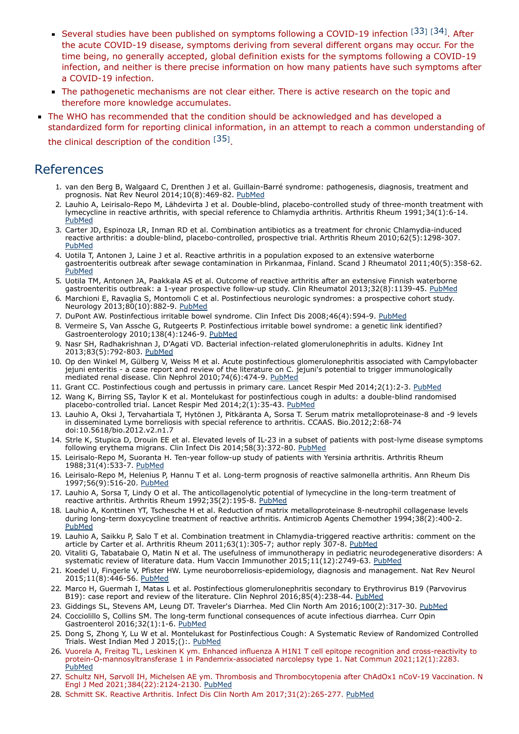- Several studies have been published on symptoms following a COVID-19 infection [33] [34]. After the acute COVID-19 disease, symptoms deriving from several different organs may occur. For the time being, no generally accepted, global definition exists for the symptoms following a COVID-19 infection, and neither is there precise information on how many patients have such symptoms after a COVID-19 infection.
  - The pathogenetic mechanisms are not clear either. There is active research on the topic and therefore more knowledge accumulates.
- The WHO has recommended that the condition should be acknowledged and has developed a standardized form for reporting clinical information, in an attempt to reach a common understanding of the clinical description of the condition [35].

## References

1. van den Berg B, Walgaard C, Drenthen J et al. Guillain-Barré syndrome: pathogenesis, diagnosis, treatment and prognosis. Nat Rev Neurol 2014;10(8):469-82. PubMed
2. Lauhio A, Leirisalo-Repo M, Lähdevirta J et al. Double-blind, placebo-controlled study of three-month treatment with lymecycline in reactive arthritis, with special reference to Chlamydia arthritis. Arthritis Rheum 1991;34(1):6-14. PubMed
3. Carter JD, Espinoza LR, Inman RD et al. Combination antibiotics as a treatment for chronic Chlamydia-induced reactive arthritis: a double-blind, placebo-controlled, prospective trial. Arthritis Rheum 2010;62(5):1298-307. PubMed
4. Uotila T, Antonen J, Laine J et al. Reactive arthritis in a population exposed to an extensive waterborne gastroenteritis outbreak after sewage contamination in Pirkanmaa, Finland. Scand J Rheumatol 2011;40(5):358-62. PubMed
5. Uotila TM, Antonen JA, Paakkala AS et al. Outcome of reactive arthritis after an extensive Finnish waterborne gastroenteritis outbreak: a 1-year prospective follow-up study. Clin Rheumatol 2013;32(8):1139-45. PubMed
6. Marchioni E, Ravaglia S, Montomoli C et al. Postinfectious neurologic syndromes: a prospective cohort study. Neurology 2013;80(10):882-9. PubMed
7. DuPont AW. Postinfectious irritable bowel syndrome. Clin Infect Dis 2008;46(4):594-9. PubMed
8. Vermeire S, Van Assche G, Rutgeerts P. Postinfectious irritable bowel syndrome: a genetic link identified? Gastroenterology 2010;138(4):1246-9. PubMed
9. Nasr SH, Radhakrishnan J, D'Agati VD. Bacterial infection-related glomerulonephritis in adults. Kidney Int 2013;83(5):792-803. PubMed
10. Op den Winkel M, Gülberg V, Weiss M et al. Acute postinfectious glomerulonephritis associated with Campylobacter jejuni enteritis - a case report and review of the literature on C. jejuni's potential to trigger immunologically mediated renal disease. Clin Nephrol 2010;74(6):474-9. PubMed
11. Grant CC. Postinfectious cough and pertussis in primary care. Lancet Respir Med 2014;2(1):2-3. PubMed
12. Wang K, Birring SS, Taylor K et al. Montelukast for postinfectious cough in adults: a double-blind randomised placebo-controlled trial. Lancet Respir Med 2014;2(1):35-43. PubMed
13. Lauhio A, Oksi J, Tervahartiala T, Hytönen J, Pitkäranta A, Sorsa T. Serum matrix metalloproteinase-8 and -9 levels in disseminated Lyme borreliosis with special reference to arthritis. CCAAS. Bio.2012;2:68-74 doi:10.5618/bio.2012.v2.n1.7
14. Strle K, Stupica D, Drouin EE et al. Elevated levels of IL-23 in a subset of patients with post-lyme disease symptoms following erythema migrans. Clin Infect Dis 2014;58(3):372-80. PubMed
15. Leirisalo-Repo M, Suoranta H. Ten-year follow-up study of patients with Yersinia arthritis. Arthritis Rheum 1988;31(4):533-7. PubMed
16. Leirisalo-Repo M, Helenius P, Hannu T et al. Long-term prognosis of reactive salmonella arthritis. Ann Rheum Dis 1997;56(9):516-20. PubMed
17. Lauhio A, Sorsa T, Lindy O et al. The anticollagenolytic potential of lymecycline in the long-term treatment of reactive arthritis. Arthritis Rheum 1992;35(2):195-8. PubMed
18. Lauhio A, Konttinen YT, Tschesche H et al. Reduction of matrix metalloproteinase 8-neutrophil collagenase levels during long-term doxycycline treatment of reactive arthritis. Antimicrob Agents Chemother 1994;38(2):400-2. PubMed
19. Lauhio A, Saikku P, Salo T et al. Combination treatment in Chlamydia-triggered reactive arthritis: comment on the article by Carter et al. Arthritis Rheum 2011;63(1):305-7; author reply 307-8. PubMed
20. Vitaliti G, Tabatabaie O, Matin N et al. The usefulness of immunotherapy in pediatric neurodegenerative disorders: A systematic review of literature data. Hum Vaccin Immunother 2015;11(12):2749-63. PubMed
21. Koedel U, Fingerle V, Pfister HW. Lyme neuroborreliosis-epidemiology, diagnosis and management. Nat Rev Neurol 2015;11(8):446-56. PubMed
22. Marco H, Guermah I, Matas L et al. Postinfectious glomerulonephritis secondary to Erythrovirus B19 (Parvovirus B19): case report and review of the literature. Clin Nephrol 2016;85(4):238-44. PubMed
23. Giddings SL, Stevens AM, Leung DT. Traveler's Diarrhea. Med Clin North Am 2016;100(2):317-30. PubMed
24. Cocciolillo S, Collins SM. The long-term functional consequences of acute infectious diarrhea. Curr Opin Gastroenterol 2016;32(1):1-6. PubMed
25. Dong S, Zhong Y, Lu W et al. Montelukast for Postinfectious Cough: A Systematic Review of Randomized Controlled Trials. West Indian Med J 2015;():. PubMed
26. Vuorela A, Freitag TL, Leskinen K ym. Enhanced influenza A H1N1 T cell epitope recognition and cross-reactivity to protein-O-mannosyltransferase 1 in Pandemrix-associated narcolepsy type 1. Nat Commun 2021;12(1):2283. PubMed
27. Schultz NH, Sørvoll IH, Michelsen AE ym. Thrombosis and Thrombocytopenia after ChAdOx1 nCoV-19 Vaccination. N Engl J Med 2021;384(22):2124-2130. PubMed
28. Schmitt SK. Reactive Arthritis. Infect Dis Clin North Am 2017;31(2):265-277. PubMed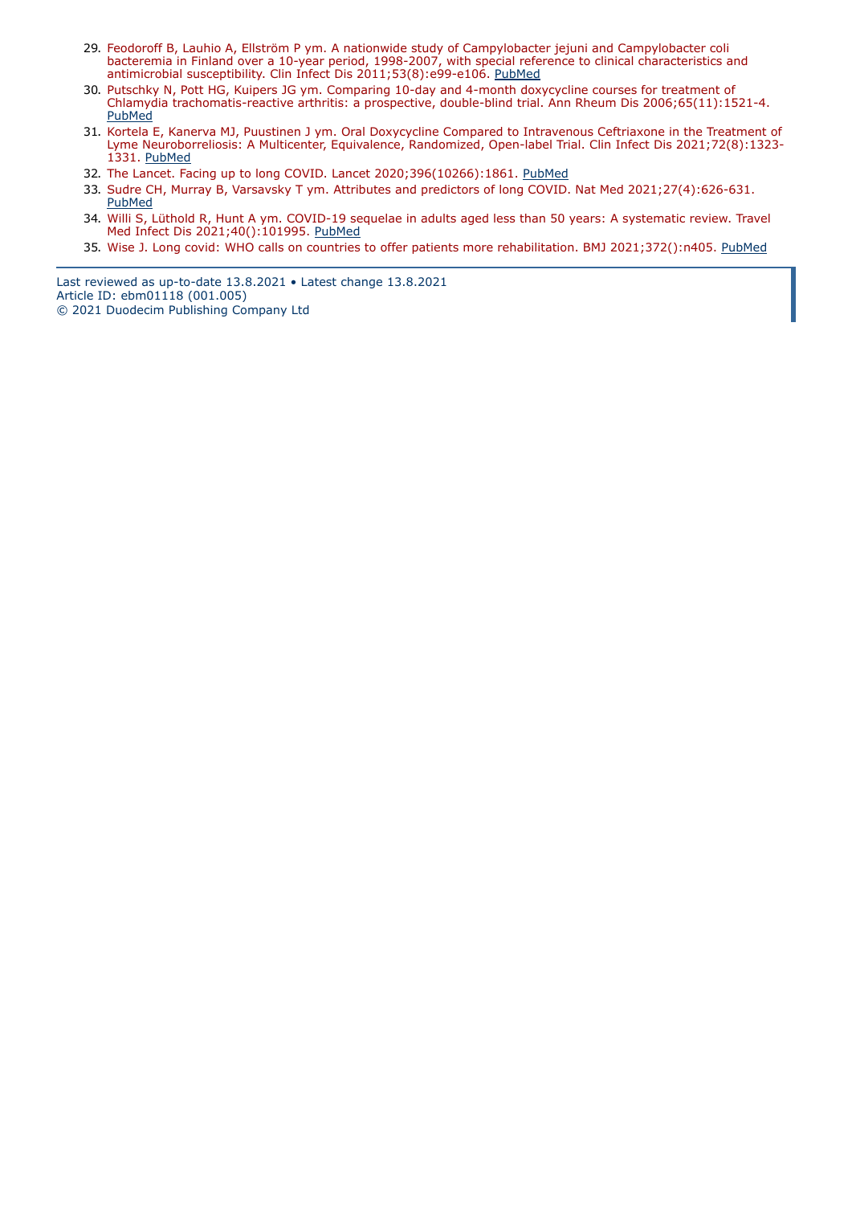29. Feodoroff B, Lauhio A, Ellström P ym. A nationwide study of Campylobacter jejuni and Campylobacter coli bacteremia in Finland over a 10-year period, 1998-2007, with special reference to clinical characteristics and antimicrobial susceptibility. Clin Infect Dis 2011;53(8):e99-e106. PubMed
30. Putschky N, Pott HG, Kuipers JG ym. Comparing 10-day and 4-month doxycycline courses for treatment of Chlamydia trachomatis-reactive arthritis: a prospective, double-blind trial. Ann Rheum Dis 2006;65(11):1521-4. PubMed
31. Kortela E, Kanerva MJ, Puustinen J ym. Oral Doxycycline Compared to Intravenous Ceftriaxone in the Treatment of Lyme Neuroborreliosis: A Multicenter, Equivalence, Randomized, Open-label Trial. Clin Infect Dis 2021;72(8):1323-1331. PubMed
32. The Lancet. Facing up to long COVID. Lancet 2020;396(10266):1861. PubMed
33. Sudre CH, Murray B, Varsavsky T ym. Attributes and predictors of long COVID. Nat Med 2021;27(4):626-631. PubMed
34. Willi S, Lüthold R, Hunt A ym. COVID-19 sequelae in adults aged less than 50 years: A systematic review. Travel Med Infect Dis 2021;40():101995. PubMed
35. Wise J. Long covid: WHO calls on countries to offer patients more rehabilitation. BMJ 2021;372():n405. PubMed

Last reviewed as up-to-date 13.8.2021 • Latest change 13.8.2021
Article ID: ebm01118 (001.005)
© 2021 Duodecim Publishing Company Ltd